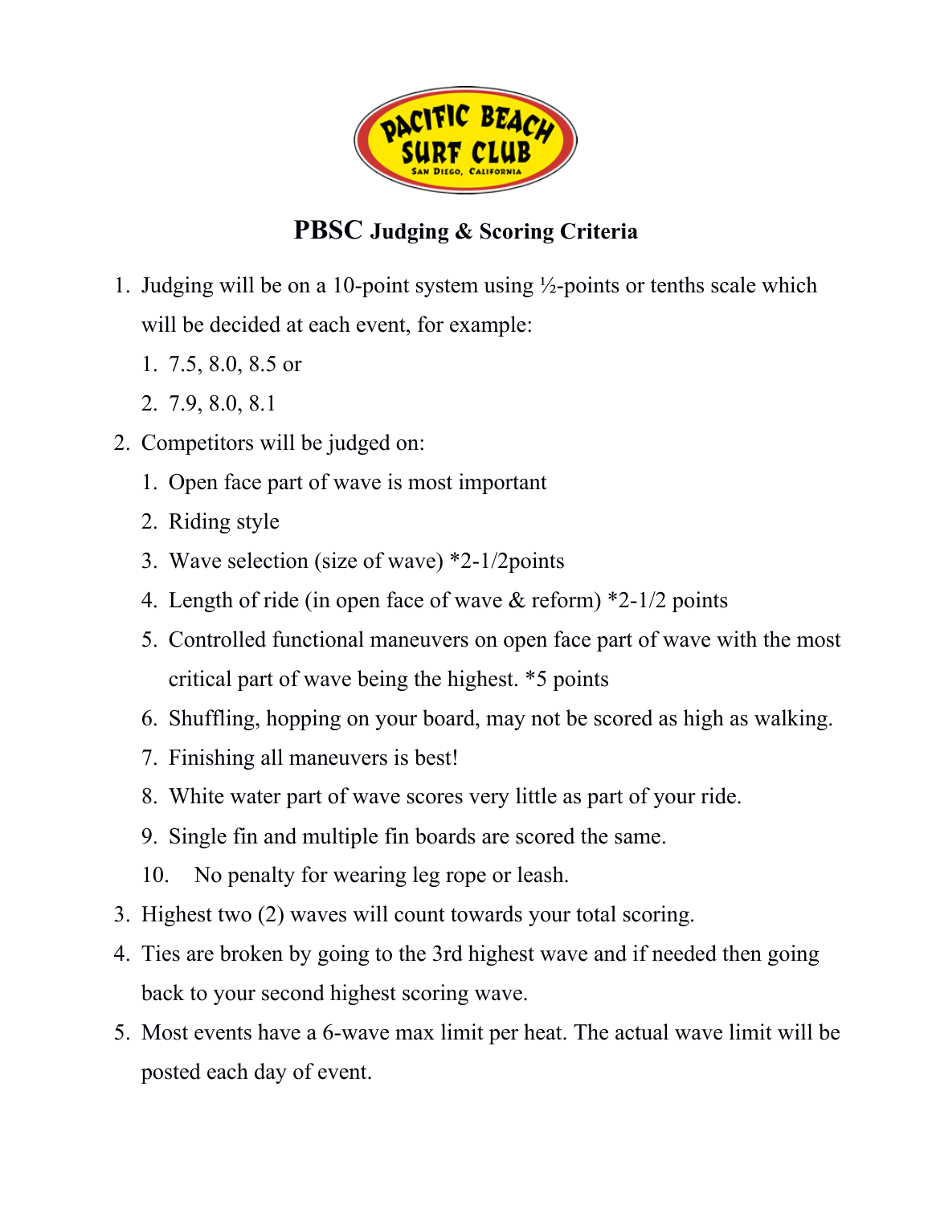PACIFIC BEACH SURF CLUB
SAN DIEGO, CALIFORNIA

# PBSC Judging & Scoring Criteria

1. Judging will be on a 10-point system using ½-points or tenths scale which will be decided at each event, for example:
   1. 7.5, 8.0, 8.5 or
   2. 7.9, 8.0, 8.1
2. Competitors will be judged on:
   1. Open face part of wave is most important
   2. Riding style
   3. Wave selection (size of wave) *2-1/2points
   4. Length of ride (in open face of wave & reform) *2-1/2 points
   5. Controlled functional maneuvers on open face part of wave with the most critical part of wave being the highest. *5 points
   6. Shuffling, hopping on your board, may not be scored as high as walking.
   7. Finishing all maneuvers is best!
   8. White water part of wave scores very little as part of your ride.
   9. Single fin and multiple fin boards are scored the same.
   10. No penalty for wearing leg rope or leash.
3. Highest two (2) waves will count towards your total scoring.
4. Ties are broken by going to the 3rd highest wave and if needed then going back to your second highest scoring wave.
5. Most events have a 6-wave max limit per heat. The actual wave limit will be posted each day of event.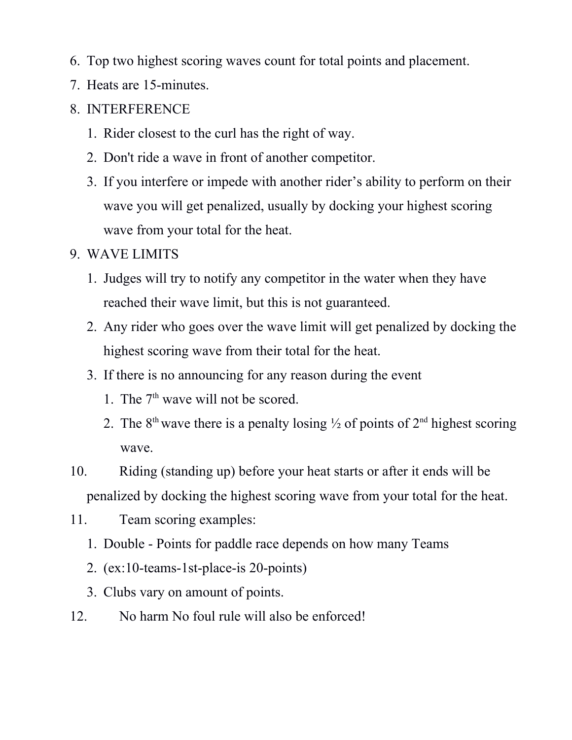6. Top two highest scoring waves count for total points and placement.
7. Heats are 15-minutes.
8. INTERFERENCE
   1. Rider closest to the curl has the right of way.
   2. Don't ride a wave in front of another competitor.
   3. If you interfere or impede with another rider's ability to perform on their wave you will get penalized, usually by docking your highest scoring wave from your total for the heat.
9. WAVE LIMITS
   1. Judges will try to notify any competitor in the water when they have reached their wave limit, but this is not guaranteed.
   2. Any rider who goes over the wave limit will get penalized by docking the highest scoring wave from their total for the heat.
   3. If there is no announcing for any reason during the event
      1. The 7th wave will not be scored.
      2. The 8th wave there is a penalty losing ½ of points of 2nd highest scoring wave.
10. Riding (standing up) before your heat starts or after it ends will be penalized by docking the highest scoring wave from your total for the heat.
11. Team scoring examples:
    1. Double - Points for paddle race depends on how many Teams
    2. (ex:10-teams-1st-place-is 20-points)
    3. Clubs vary on amount of points.
12. No harm No foul rule will also be enforced!